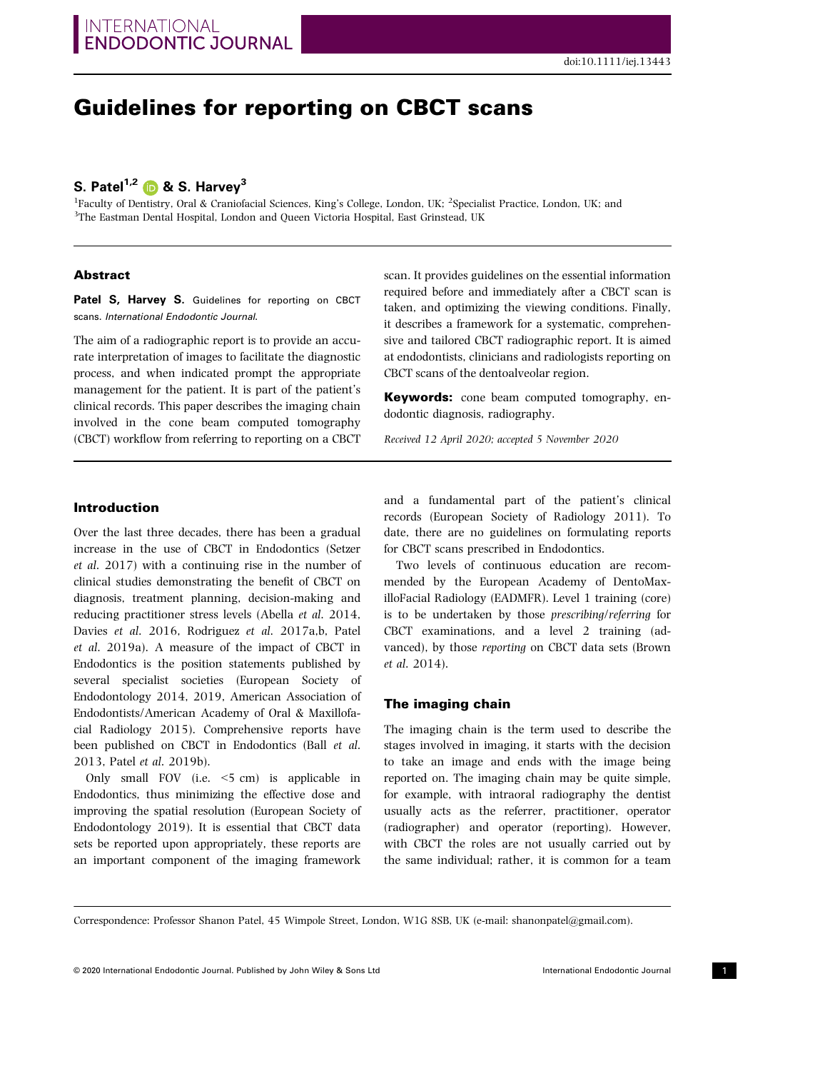doi:10.1111/iej.13443

# Guidelines for reporting on CBCT scans

**S. Patel**[1,2] **& S. Harvey**[3]

[1]Faculty of Dentistry, Oral & Craniofacial Sciences, King's College, London, UK; [2]Specialist Practice, London, UK; and [3]The Eastman Dental Hospital, London and Queen Victoria Hospital, East Grinstead, UK

## Abstract

**Patel S, Harvey S.** Guidelines for reporting on CBCT scans. *International Endodontic Journal*.

The aim of a radiographic report is to provide an accurate interpretation of images to facilitate the diagnostic process, and when indicated prompt the appropriate management for the patient. It is part of the patient's clinical records. This paper describes the imaging chain involved in the cone beam computed tomography (CBCT) workflow from referring to reporting on a CBCT scan. It provides guidelines on the essential information required before and immediately after a CBCT scan is taken, and optimizing the viewing conditions. Finally, it describes a framework for a systematic, comprehensive and tailored CBCT radiographic report. It is aimed at endodontists, clinicians and radiologists reporting on CBCT scans of the dentoalveolar region.

**Keywords:** cone beam computed tomography, endodontic diagnosis, radiography.

*Received 12 April 2020; accepted 5 November 2020*

## Introduction

Over the last three decades, there has been a gradual increase in the use of CBCT in Endodontics (Setzer *et al*. 2017) with a continuing rise in the number of clinical studies demonstrating the benefit of CBCT on diagnosis, treatment planning, decision-making and reducing practitioner stress levels (Abella *et al*. 2014, Davies *et al*. 2016, Rodriguez *et al*. 2017a,b, Patel *et al*. 2019a). A measure of the impact of CBCT in Endodontics is the position statements published by several specialist societies (European Society of Endodontology 2014, 2019, American Association of Endodontists/American Academy of Oral & Maxillofacial Radiology 2015). Comprehensive reports have been published on CBCT in Endodontics (Ball *et al*. 2013, Patel *et al*. 2019b).

Only small FOV (i.e. <5 cm) is applicable in Endodontics, thus minimizing the effective dose and improving the spatial resolution (European Society of Endodontology 2019). It is essential that CBCT data sets be reported upon appropriately, these reports are an important component of the imaging framework and a fundamental part of the patient's clinical records (European Society of Radiology 2011). To date, there are no guidelines on formulating reports for CBCT scans prescribed in Endodontics.

Two levels of continuous education are recommended by the European Academy of DentoMaxilloFacial Radiology (EADMFR). Level 1 training (core) is to be undertaken by those *prescribing/referring* for CBCT examinations, and a level 2 training (advanced), by those *reporting* on CBCT data sets (Brown *et al*. 2014).

## The imaging chain

The imaging chain is the term used to describe the stages involved in imaging, it starts with the decision to take an image and ends with the image being reported on. The imaging chain may be quite simple, for example, with intraoral radiography the dentist usually acts as the referrer, practitioner, operator (radiographer) and operator (reporting). However, with CBCT the roles are not usually carried out by the same individual; rather, it is common for a team

Correspondence: Professor Shanon Patel, 45 Wimpole Street, London, W1G 8SB, UK (e-mail: shanonpatel@gmail.com).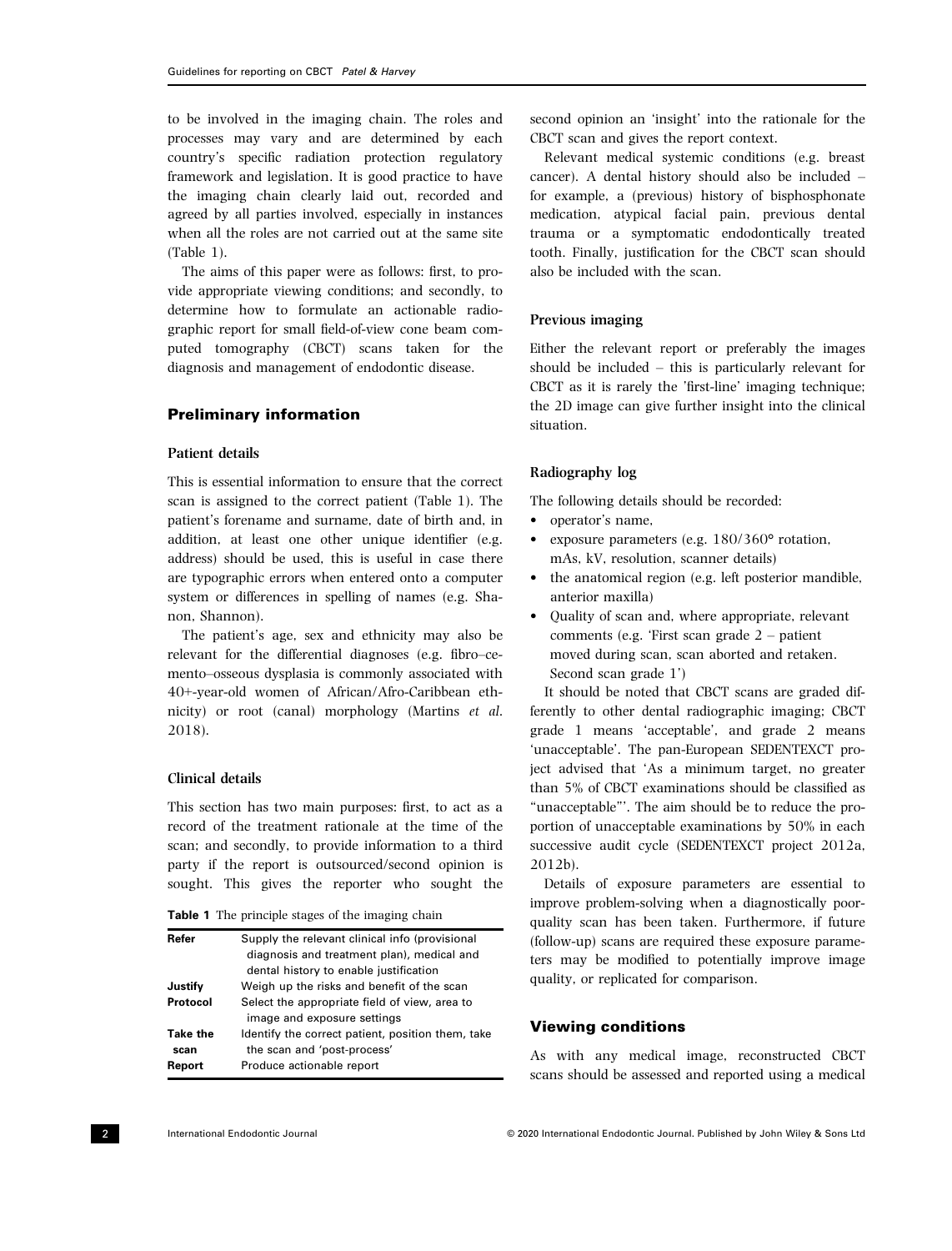to be involved in the imaging chain. The roles and processes may vary and are determined by each country's specific radiation protection regulatory framework and legislation. It is good practice to have the imaging chain clearly laid out, recorded and agreed by all parties involved, especially in instances when all the roles are not carried out at the same site (Table 1).

The aims of this paper were as follows: first, to provide appropriate viewing conditions; and secondly, to determine how to formulate an actionable radiographic report for small field-of-view cone beam computed tomography (CBCT) scans taken for the diagnosis and management of endodontic disease.

## Preliminary information

### Patient details

This is essential information to ensure that the correct scan is assigned to the correct patient (Table 1). The patient's forename and surname, date of birth and, in addition, at least one other unique identifier (e.g. address) should be used, this is useful in case there are typographic errors when entered onto a computer system or differences in spelling of names (e.g. Shanon, Shannon).

The patient's age, sex and ethnicity may also be relevant for the differential diagnoses (e.g. fibro–cemento–osseous dysplasia is commonly associated with 40+-year-old women of African/Afro-Caribbean ethnicity) or root (canal) morphology (Martins *et al.* 2018).

### Clinical details

This section has two main purposes: first, to act as a record of the treatment rationale at the time of the scan; and secondly, to provide information to a third party if the report is outsourced/second opinion is sought. This gives the reporter who sought the second opinion an 'insight' into the rationale for the CBCT scan and gives the report context.

Relevant medical systemic conditions (e.g. breast cancer). A dental history should also be included – for example, a (previous) history of bisphosphonate medication, atypical facial pain, previous dental trauma or a symptomatic endodontically treated tooth. Finally, justification for the CBCT scan should also be included with the scan.

**Table 1** The principle stages of the imaging chain

| | |
|---|---|
| **Refer** | Supply the relevant clinical info (provisional diagnosis and treatment plan), medical and dental history to enable justification |
| **Justify** | Weigh up the risks and benefit of the scan |
| **Protocol** | Select the appropriate field of view, area to image and exposure settings |
| **Take the scan** | Identify the correct patient, position them, take the scan and 'post-process' |
| **Report** | Produce actionable report |

### Previous imaging

Either the relevant report or preferably the images should be included – this is particularly relevant for CBCT as it is rarely the 'first-line' imaging technique; the 2D image can give further insight into the clinical situation.

### Radiography log

The following details should be recorded:

- operator's name,
- exposure parameters (e.g. 180/360° rotation, mAs, kV, resolution, scanner details)
- the anatomical region (e.g. left posterior mandible, anterior maxilla)
- Quality of scan and, where appropriate, relevant comments (e.g. 'First scan grade 2 – patient moved during scan, scan aborted and retaken. Second scan grade 1')

It should be noted that CBCT scans are graded differently to other dental radiographic imaging; CBCT grade 1 means 'acceptable', and grade 2 means 'unacceptable'. The pan-European SEDENTEXCT project advised that 'As a minimum target, no greater than 5% of CBCT examinations should be classified as "unacceptable"'. The aim should be to reduce the proportion of unacceptable examinations by 50% in each successive audit cycle (SEDENTEXCT project 2012a, 2012b).

Details of exposure parameters are essential to improve problem-solving when a diagnostically poor-quality scan has been taken. Furthermore, if future (follow-up) scans are required these exposure parameters may be modified to potentially improve image quality, or replicated for comparison.

## Viewing conditions

As with any medical image, reconstructed CBCT scans should be assessed and reported using a medical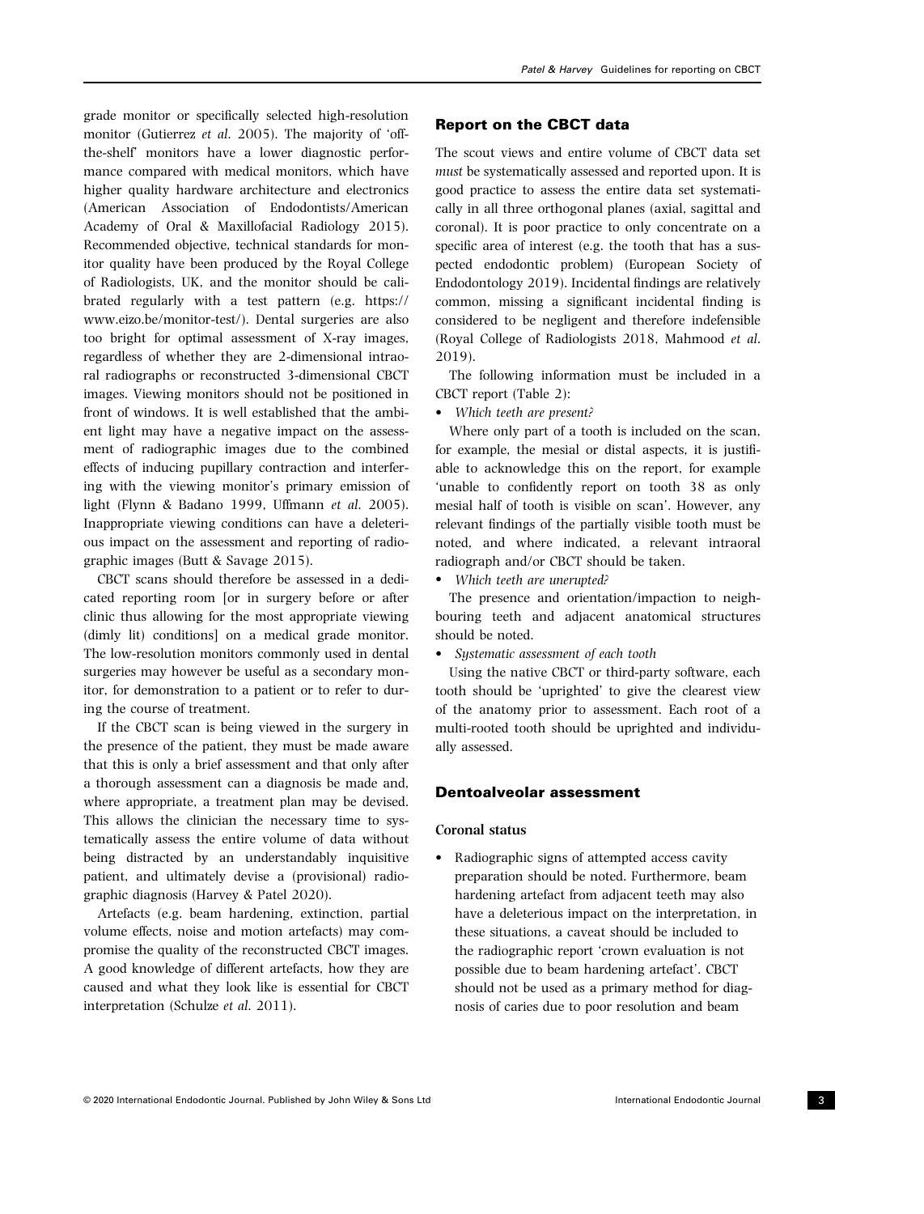grade monitor or specifically selected high-resolution monitor (Gutierrez *et al.* 2005). The majority of 'off-the-shelf' monitors have a lower diagnostic performance compared with medical monitors, which have higher quality hardware architecture and electronics (American Association of Endodontists/American Academy of Oral & Maxillofacial Radiology 2015). Recommended objective, technical standards for monitor quality have been produced by the Royal College of Radiologists, UK, and the monitor should be calibrated regularly with a test pattern (e.g. https://www.eizo.be/monitor-test/). Dental surgeries are also too bright for optimal assessment of X-ray images, regardless of whether they are 2-dimensional intraoral radiographs or reconstructed 3-dimensional CBCT images. Viewing monitors should not be positioned in front of windows. It is well established that the ambient light may have a negative impact on the assessment of radiographic images due to the combined effects of inducing pupillary contraction and interfering with the viewing monitor's primary emission of light (Flynn & Badano 1999, Uffmann *et al.* 2005). Inappropriate viewing conditions can have a deleterious impact on the assessment and reporting of radiographic images (Butt & Savage 2015).

CBCT scans should therefore be assessed in a dedicated reporting room [or in surgery before or after clinic thus allowing for the most appropriate viewing (dimly lit) conditions] on a medical grade monitor. The low-resolution monitors commonly used in dental surgeries may however be useful as a secondary monitor, for demonstration to a patient or to refer to during the course of treatment.

If the CBCT scan is being viewed in the surgery in the presence of the patient, they must be made aware that this is only a brief assessment and that only after a thorough assessment can a diagnosis be made and, where appropriate, a treatment plan may be devised. This allows the clinician the necessary time to systematically assess the entire volume of data without being distracted by an understandably inquisitive patient, and ultimately devise a (provisional) radiographic diagnosis (Harvey & Patel 2020).

Artefacts (e.g. beam hardening, extinction, partial volume effects, noise and motion artefacts) may compromise the quality of the reconstructed CBCT images. A good knowledge of different artefacts, how they are caused and what they look like is essential for CBCT interpretation (Schulze *et al.* 2011).

## Report on the CBCT data

The scout views and entire volume of CBCT data set *must* be systematically assessed and reported upon. It is good practice to assess the entire data set systematically in all three orthogonal planes (axial, sagittal and coronal). It is poor practice to only concentrate on a specific area of interest (e.g. the tooth that has a suspected endodontic problem) (European Society of Endodontology 2019). Incidental findings are relatively common, missing a significant incidental finding is considered to be negligent and therefore indefensible (Royal College of Radiologists 2018, Mahmood *et al.* 2019).

The following information must be included in a CBCT report (Table 2):

- *Which teeth are present?*

Where only part of a tooth is included on the scan, for example, the mesial or distal aspects, it is justifiable to acknowledge this on the report, for example 'unable to confidently report on tooth 38 as only mesial half of tooth is visible on scan'. However, any relevant findings of the partially visible tooth must be noted, and where indicated, a relevant intraoral radiograph and/or CBCT should be taken.

- *Which teeth are unerupted?*

The presence and orientation/impaction to neighbouring teeth and adjacent anatomical structures should be noted.

- *Systematic assessment of each tooth*

Using the native CBCT or third-party software, each tooth should be 'uprighted' to give the clearest view of the anatomy prior to assessment. Each root of a multi-rooted tooth should be uprighted and individually assessed.

## Dentoalveolar assessment

### Coronal status

- Radiographic signs of attempted access cavity preparation should be noted. Furthermore, beam hardening artefact from adjacent teeth may also have a deleterious impact on the interpretation, in these situations, a caveat should be included to the radiographic report 'crown evaluation is not possible due to beam hardening artefact'. CBCT should not be used as a primary method for diagnosis of caries due to poor resolution and beam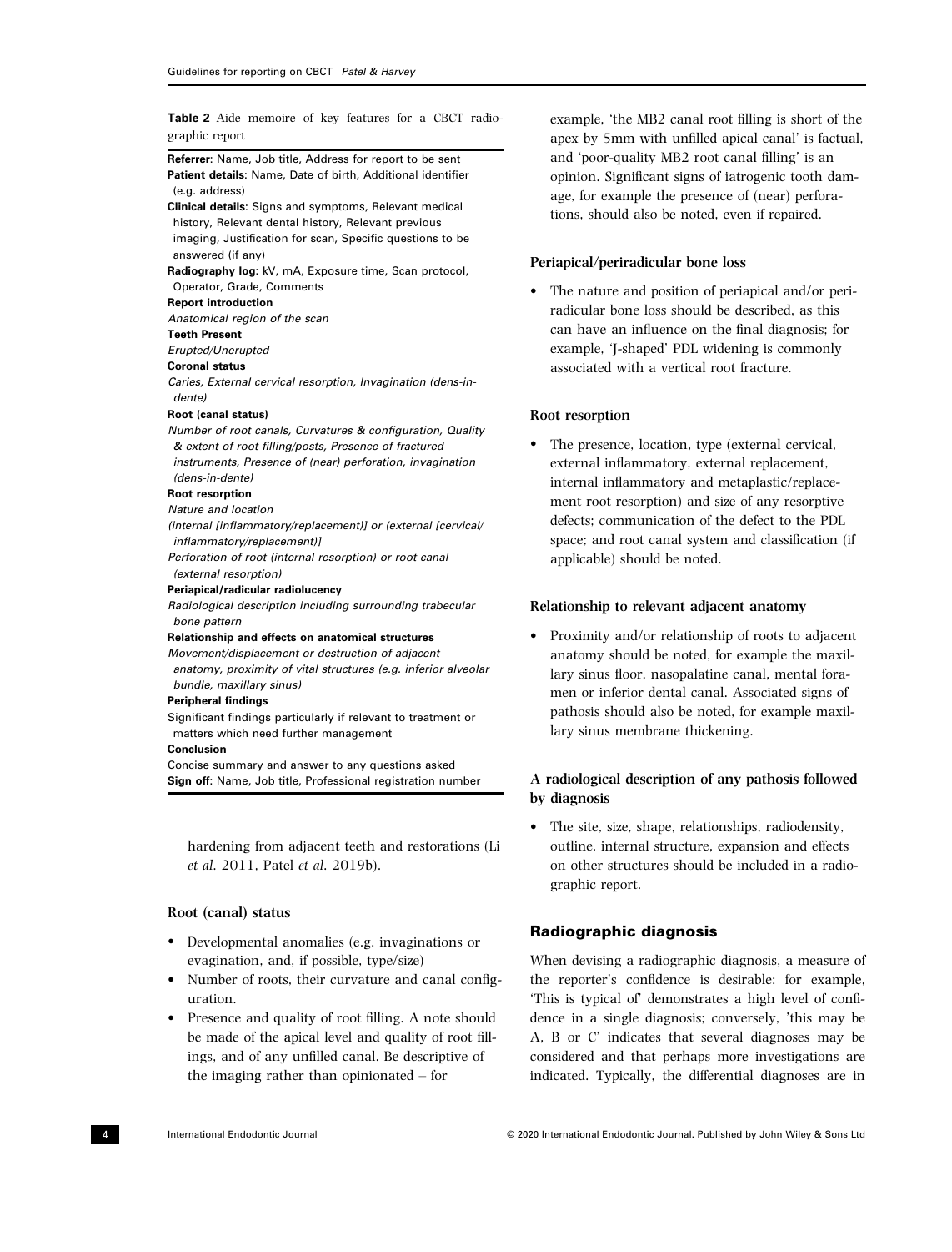**Table 2** Aide memoire of key features for a CBCT radiographic report

**Referrer**: Name, Job title, Address for report to be sent
**Patient details**: Name, Date of birth, Additional identifier (e.g. address)
**Clinical details**: Signs and symptoms, Relevant medical history, Relevant dental history, Relevant previous imaging, Justification for scan, Specific questions to be answered (if any)
**Radiography log**: kV, mA, Exposure time, Scan protocol, Operator, Grade, Comments
**Report introduction**
*Anatomical region of the scan*
**Teeth Present**
*Erupted/Unerupted*
**Coronal status**
*Caries, External cervical resorption, Invagination (dens-in-dente)*
**Root (canal status)**
*Number of root canals, Curvatures & configuration, Quality & extent of root filling/posts, Presence of fractured instruments, Presence of (near) perforation, invagination (dens-in-dente)*
**Root resorption**
*Nature and location*
*(internal [inflammatory/replacement)] or (external [cervical/inflammatory/replacement)]*
*Perforation of root (internal resorption) or root canal (external resorption)*
**Periapical/radicular radiolucency**
*Radiological description including surrounding trabecular bone pattern*
**Relationship and effects on anatomical structures**
*Movement/displacement or destruction of adjacent anatomy, proximity of vital structures (e.g. inferior alveolar bundle, maxillary sinus)*
**Peripheral findings**
Significant findings particularly if relevant to treatment or matters which need further management
**Conclusion**
Concise summary and answer to any questions asked
**Sign off**: Name, Job title, Professional registration number

hardening from adjacent teeth and restorations (Li *et al.* 2011, Patel *et al.* 2019b).

### Root (canal) status

- Developmental anomalies (e.g. invaginations or evagination, and, if possible, type/size)
- Number of roots, their curvature and canal configuration.
- Presence and quality of root filling. A note should be made of the apical level and quality of root fillings, and of any unfilled canal. Be descriptive of the imaging rather than opinionated – for example, 'the MB2 canal root filling is short of the apex by 5mm with unfilled apical canal' is factual, and 'poor-quality MB2 root canal filling' is an opinion. Significant signs of iatrogenic tooth damage, for example the presence of (near) perforations, should also be noted, even if repaired.

### Periapical/periradicular bone loss

- The nature and position of periapical and/or periradicular bone loss should be described, as this can have an influence on the final diagnosis; for example, 'J-shaped' PDL widening is commonly associated with a vertical root fracture.

### Root resorption

- The presence, location, type (external cervical, external inflammatory, external replacement, internal inflammatory and metaplastic/replacement root resorption) and size of any resorptive defects; communication of the defect to the PDL space; and root canal system and classification (if applicable) should be noted.

### Relationship to relevant adjacent anatomy

- Proximity and/or relationship of roots to adjacent anatomy should be noted, for example the maxillary sinus floor, nasopalatine canal, mental foramen or inferior dental canal. Associated signs of pathosis should also be noted, for example maxillary sinus membrane thickening.

### A radiological description of any pathosis followed by diagnosis

- The site, size, shape, relationships, radiodensity, outline, internal structure, expansion and effects on other structures should be included in a radiographic report.

## Radiographic diagnosis

When devising a radiographic diagnosis, a measure of the reporter's confidence is desirable: for example, 'This is typical of' demonstrates a high level of confidence in a single diagnosis; conversely, 'this may be A, B or C' indicates that several diagnoses may be considered and that perhaps more investigations are indicated. Typically, the differential diagnoses are in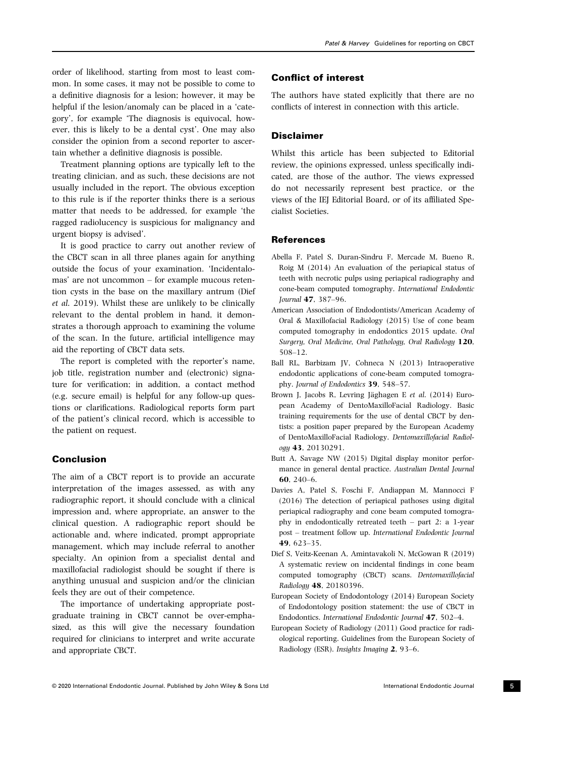order of likelihood, starting from most to least common. In some cases, it may not be possible to come to a definitive diagnosis for a lesion; however, it may be helpful if the lesion/anomaly can be placed in a 'category', for example 'The diagnosis is equivocal, however, this is likely to be a dental cyst'. One may also consider the opinion from a second reporter to ascertain whether a definitive diagnosis is possible.

Treatment planning options are typically left to the treating clinician, and as such, these decisions are not usually included in the report. The obvious exception to this rule is if the reporter thinks there is a serious matter that needs to be addressed, for example 'the ragged radiolucency is suspicious for malignancy and urgent biopsy is advised'.

It is good practice to carry out another review of the CBCT scan in all three planes again for anything outside the focus of your examination. 'Incidentalomas' are not uncommon – for example mucous retention cysts in the base on the maxillary antrum (Dief *et al.* 2019). Whilst these are unlikely to be clinically relevant to the dental problem in hand, it demonstrates a thorough approach to examining the volume of the scan. In the future, artificial intelligence may aid the reporting of CBCT data sets.

The report is completed with the reporter's name, job title, registration number and (electronic) signature for verification; in addition, a contact method (e.g. secure email) is helpful for any follow-up questions or clarifications. Radiological reports form part of the patient's clinical record, which is accessible to the patient on request.

## Conclusion

The aim of a CBCT report is to provide an accurate interpretation of the images assessed, as with any radiographic report, it should conclude with a clinical impression and, where appropriate, an answer to the clinical question. A radiographic report should be actionable and, where indicated, prompt appropriate management, which may include referral to another specialty. An opinion from a specialist dental and maxillofacial radiologist should be sought if there is anything unusual and suspicion and/or the clinician feels they are out of their competence.

The importance of undertaking appropriate postgraduate training in CBCT cannot be over-emphasized, as this will give the necessary foundation required for clinicians to interpret and write accurate and appropriate CBCT.

## Conflict of interest

The authors have stated explicitly that there are no conflicts of interest in connection with this article.

## Disclaimer

Whilst this article has been subjected to Editorial review, the opinions expressed, unless specifically indicated, are those of the author. The views expressed do not necessarily represent best practice, or the views of the IEJ Editorial Board, or of its affiliated Specialist Societies.

## References

Abella F, Patel S, Duran-Sindru F, Mercade M, Bueno R, Roig M (2014) An evaluation of the periapical status of teeth with necrotic pulps using periapical radiography and cone-beam computed tomography. *International Endodontic Journal* **47**, 387–96.

American Association of Endodontists/American Academy of Oral & Maxillofacial Radiology (2015) Use of cone beam computed tomography in endodontics 2015 update. *Oral Surgery, Oral Medicine, Oral Pathology, Oral Radiology* **120**, 508–12.

Ball RL, Barbizam JV, Cohneca N (2013) Intraoperative endodontic applications of cone-beam computed tomography. *Journal of Endodontics* **39**, 548–57.

Brown J, Jacobs R, Levring Jäghagen E *et al.* (2014) European Academy of DentoMaxilloFacial Radiology. Basic training requirements for the use of dental CBCT by dentists: a position paper prepared by the European Academy of DentoMaxilloFacial Radiology. *Dentomaxillofacial Radiology* **43**, 20130291.

Butt A, Savage NW (2015) Digital display monitor performance in general dental practice. *Australian Dental Journal* **60**, 240–6.

Davies A, Patel S, Foschi F, Andiappan M, Mannocci F (2016) The detection of periapical pathoses using digital periapical radiography and cone beam computed tomography in endodontically retreated teeth – part 2: a 1-year post – treatment follow up. *International Endodontic Journal* **49**, 623–35.

Dief S, Veitz-Keenan A, Amintavakoli N, McGowan R (2019) A systematic review on incidental findings in cone beam computed tomography (CBCT) scans. *Dentomaxillofacial Radiology* **48**, 20180396.

European Society of Endodontology (2014) European Society of Endodontology position statement: the use of CBCT in Endodontics. *International Endodontic Journal* **47**, 502–4.

European Society of Radiology (2011) Good practice for radiological reporting. Guidelines from the European Society of Radiology (ESR). *Insights Imaging* **2**, 93–6.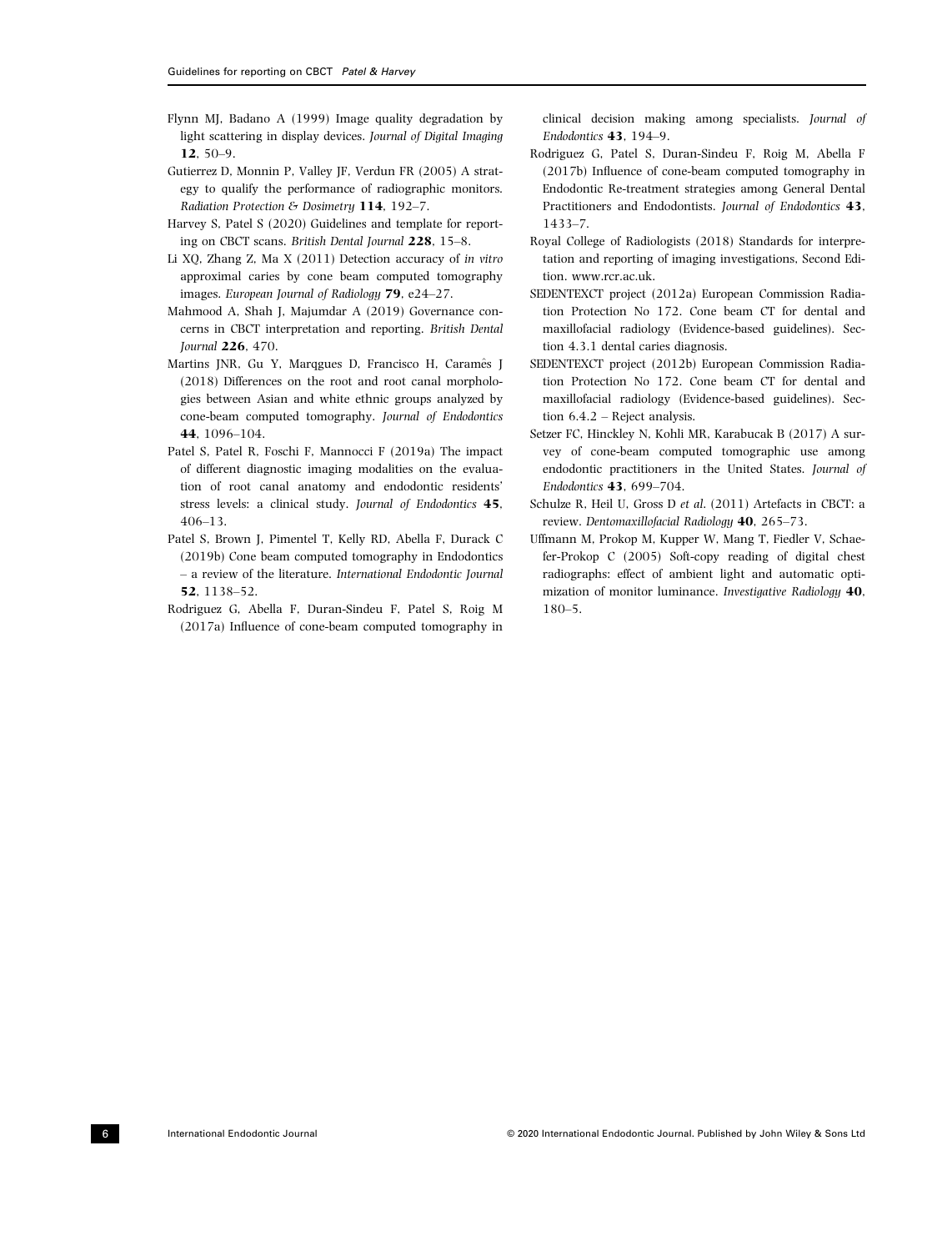Flynn MJ, Badano A (1999) Image quality degradation by light scattering in display devices. *Journal of Digital Imaging* **12**, 50–9.

Gutierrez D, Monnin P, Valley JF, Verdun FR (2005) A strategy to qualify the performance of radiographic monitors. *Radiation Protection & Dosimetry* **114**, 192–7.

Harvey S, Patel S (2020) Guidelines and template for reporting on CBCT scans. *British Dental Journal* **228**, 15–8.

Li XQ, Zhang Z, Ma X (2011) Detection accuracy of *in vitro* approximal caries by cone beam computed tomography images. *European Journal of Radiology* **79**, e24–27.

Mahmood A, Shah J, Majumdar A (2019) Governance concerns in CBCT interpretation and reporting. *British Dental Journal* **226**, 470.

Martins JNR, Gu Y, Marqgues D, Francisco H, Caramês J (2018) Differences on the root and root canal morphologies between Asian and white ethnic groups analyzed by cone-beam computed tomography. *Journal of Endodontics* **44**, 1096–104.

Patel S, Patel R, Foschi F, Mannocci F (2019a) The impact of different diagnostic imaging modalities on the evaluation of root canal anatomy and endodontic residents' stress levels: a clinical study. *Journal of Endodontics* **45**, 406–13.

Patel S, Brown J, Pimentel T, Kelly RD, Abella F, Durack C (2019b) Cone beam computed tomography in Endodontics – a review of the literature. *International Endodontic Journal* **52**, 1138–52.

Rodriguez G, Abella F, Duran-Sindeu F, Patel S, Roig M (2017a) Influence of cone-beam computed tomography in clinical decision making among specialists. *Journal of Endodontics* **43**, 194–9.

Rodriguez G, Patel S, Duran-Sindeu F, Roig M, Abella F (2017b) Influence of cone-beam computed tomography in Endodontic Re-treatment strategies among General Dental Practitioners and Endodontists. *Journal of Endodontics* **43**, 1433–7.

Royal College of Radiologists (2018) Standards for interpretation and reporting of imaging investigations, Second Edition. www.rcr.ac.uk.

SEDENTEXCT project (2012a) European Commission Radiation Protection No 172. Cone beam CT for dental and maxillofacial radiology (Evidence-based guidelines). Section 4.3.1 dental caries diagnosis.

SEDENTEXCT project (2012b) European Commission Radiation Protection No 172. Cone beam CT for dental and maxillofacial radiology (Evidence-based guidelines). Section 6.4.2 – Reject analysis.

Setzer FC, Hinckley N, Kohli MR, Karabucak B (2017) A survey of cone-beam computed tomographic use among endodontic practitioners in the United States. *Journal of Endodontics* **43**, 699–704.

Schulze R, Heil U, Gross D *et al.* (2011) Artefacts in CBCT: a review. *Dentomaxillofacial Radiology* **40**, 265–73.

Uffmann M, Prokop M, Kupper W, Mang T, Fiedler V, Schaefer-Prokop C (2005) Soft-copy reading of digital chest radiographs: effect of ambient light and automatic optimization of monitor luminance. *Investigative Radiology* **40**, 180–5.